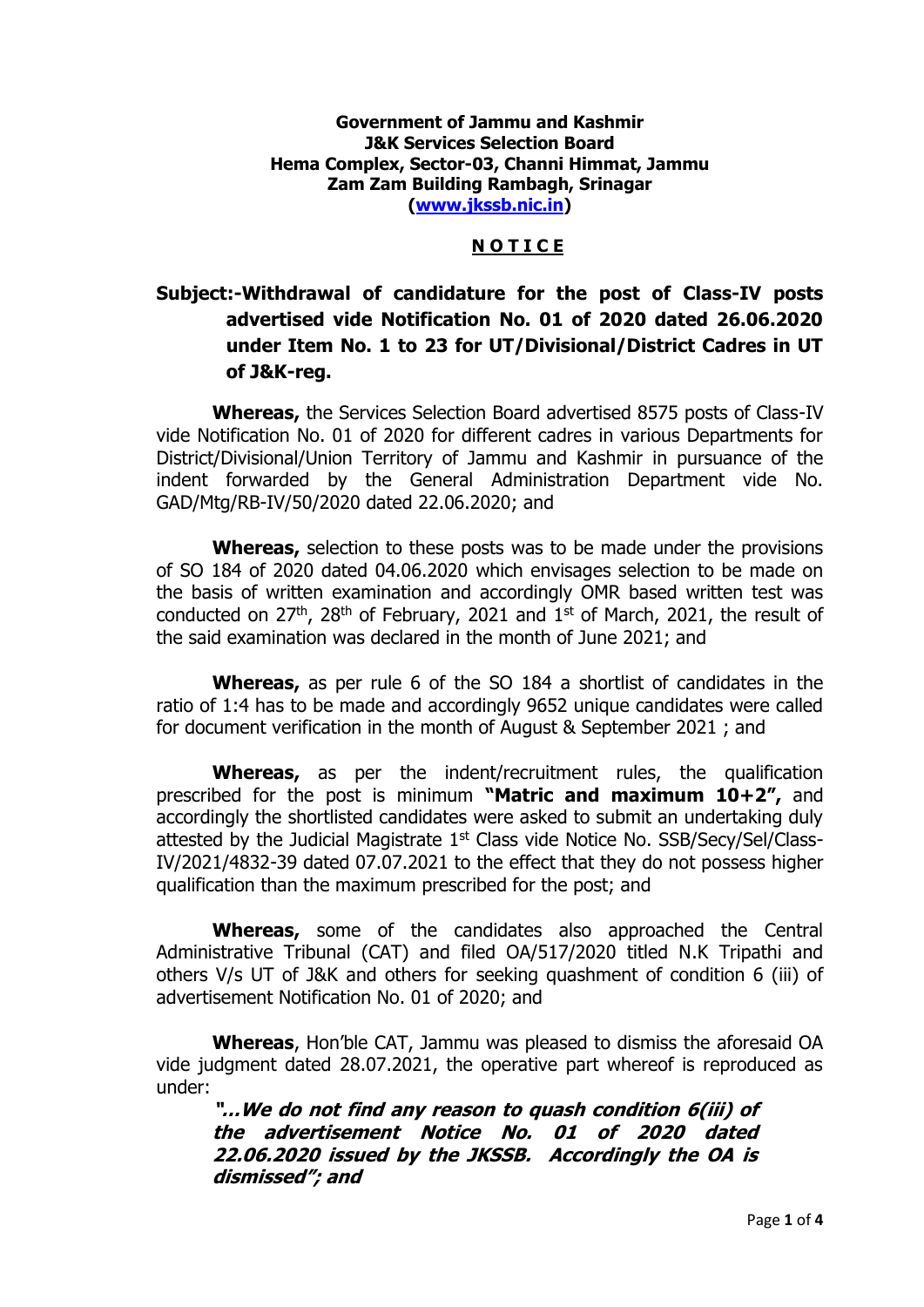**Government of Jammu and Kashmir**
**J&K Services Selection Board**
**Hema Complex, Sector-03, Channi Himmat, Jammu**
**Zam Zam Building Rambagh, Srinagar**
**([www.jkssb.nic.in](www.jkssb.nic.in))**

# N O T I C E

**Subject:-Withdrawal of candidature for the post of Class-IV posts advertised vide Notification No. 01 of 2020 dated 26.06.2020 under Item No. 1 to 23 for UT/Divisional/District Cadres in UT of J&K-reg.**

**Whereas,** the Services Selection Board advertised 8575 posts of Class-IV vide Notification No. 01 of 2020 for different cadres in various Departments for District/Divisional/Union Territory of Jammu and Kashmir in pursuance of the indent forwarded by the General Administration Department vide No. GAD/Mtg/RB-IV/50/2020 dated 22.06.2020; and

**Whereas,** selection to these posts was to be made under the provisions of SO 184 of 2020 dated 04.06.2020 which envisages selection to be made on the basis of written examination and accordingly OMR based written test was conducted on 27th, 28th of February, 2021 and 1st of March, 2021, the result of the said examination was declared in the month of June 2021; and

**Whereas,** as per rule 6 of the SO 184 a shortlist of candidates in the ratio of 1:4 has to be made and accordingly 9652 unique candidates were called for document verification in the month of August & September 2021 ; and

**Whereas,** as per the indent/recruitment rules, the qualification prescribed for the post is minimum **"Matric and maximum 10+2",** and accordingly the shortlisted candidates were asked to submit an undertaking duly attested by the Judicial Magistrate 1st Class vide Notice No. SSB/Secy/Sel/Class-IV/2021/4832-39 dated 07.07.2021 to the effect that they do not possess higher qualification than the maximum prescribed for the post; and

**Whereas,** some of the candidates also approached the Central Administrative Tribunal (CAT) and filed OA/517/2020 titled N.K Tripathi and others V/s UT of J&K and others for seeking quashment of condition 6 (iii) of advertisement Notification No. 01 of 2020; and

**Whereas**, Hon'ble CAT, Jammu was pleased to dismiss the aforesaid OA vide judgment dated 28.07.2021, the operative part whereof is reproduced as under:

> ***"…We do not find any reason to quash condition 6(iii) of the advertisement Notice No. 01 of 2020 dated 22.06.2020 issued by the JKSSB. Accordingly the OA is dismissed"; and***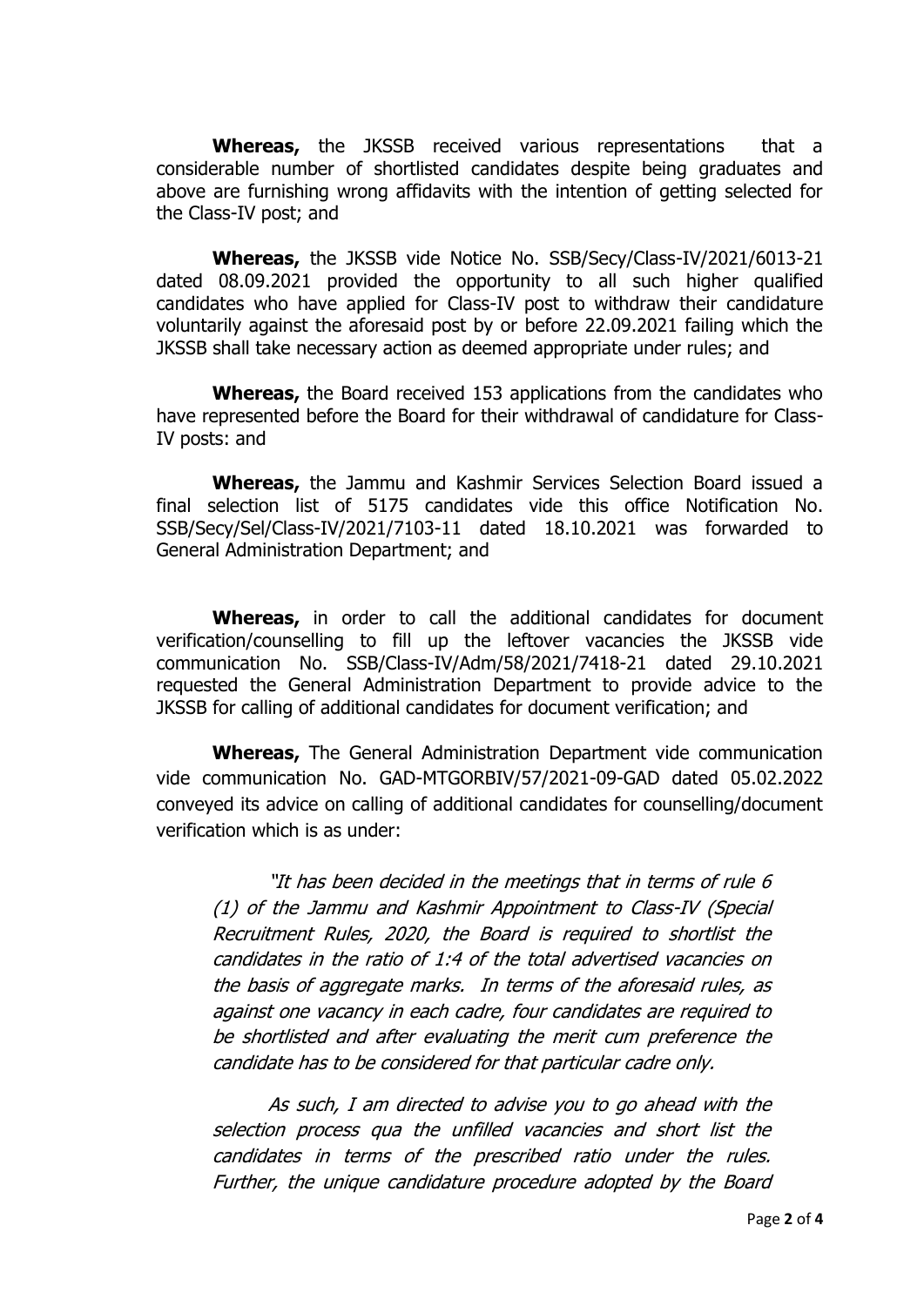**Whereas,** the JKSSB received various representations that a considerable number of shortlisted candidates despite being graduates and above are furnishing wrong affidavits with the intention of getting selected for the Class-IV post; and

**Whereas,** the JKSSB vide Notice No. SSB/Secy/Class-IV/2021/6013-21 dated 08.09.2021 provided the opportunity to all such higher qualified candidates who have applied for Class-IV post to withdraw their candidature voluntarily against the aforesaid post by or before 22.09.2021 failing which the JKSSB shall take necessary action as deemed appropriate under rules; and

**Whereas,** the Board received 153 applications from the candidates who have represented before the Board for their withdrawal of candidature for Class-IV posts: and

**Whereas,** the Jammu and Kashmir Services Selection Board issued a final selection list of 5175 candidates vide this office Notification No. SSB/Secy/Sel/Class-IV/2021/7103-11 dated 18.10.2021 was forwarded to General Administration Department; and

**Whereas,** in order to call the additional candidates for document verification/counselling to fill up the leftover vacancies the JKSSB vide communication No. SSB/Class-IV/Adm/58/2021/7418-21 dated 29.10.2021 requested the General Administration Department to provide advice to the JKSSB for calling of additional candidates for document verification; and

**Whereas,** The General Administration Department vide communication vide communication No. GAD-MTGORBIV/57/2021-09-GAD dated 05.02.2022 conveyed its advice on calling of additional candidates for counselling/document verification which is as under:

> *"It has been decided in the meetings that in terms of rule 6 (1) of the Jammu and Kashmir Appointment to Class-IV (Special Recruitment Rules, 2020, the Board is required to shortlist the candidates in the ratio of 1:4 of the total advertised vacancies on the basis of aggregate marks. In terms of the aforesaid rules, as against one vacancy in each cadre, four candidates are required to be shortlisted and after evaluating the merit cum preference the candidate has to be considered for that particular cadre only.*
>
> *As such, I am directed to advise you to go ahead with the selection process qua the unfilled vacancies and short list the candidates in terms of the prescribed ratio under the rules. Further, the unique candidature procedure adopted by the Board*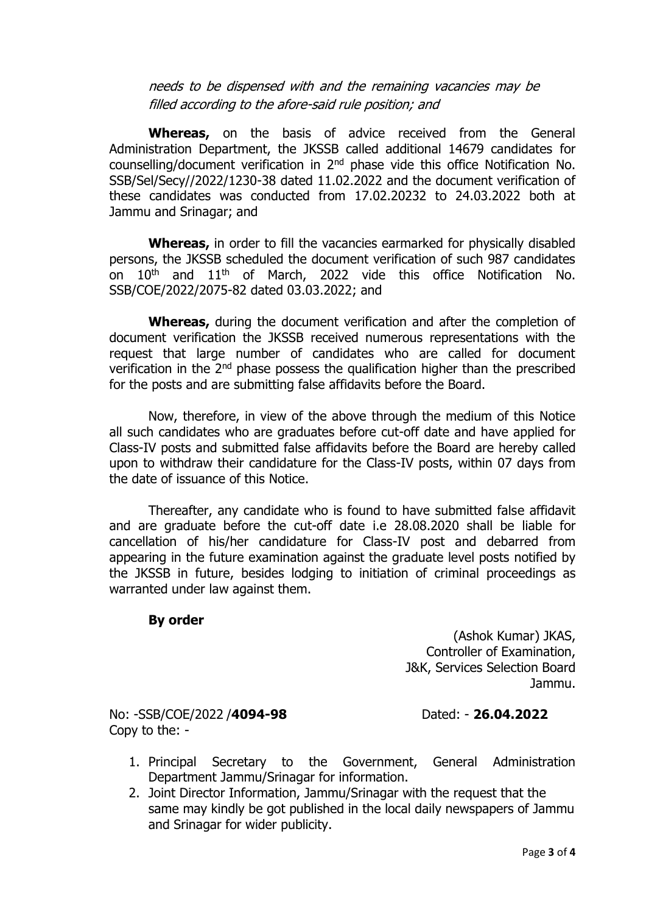*needs to be dispensed with and the remaining vacancies may be filled according to the afore-said rule position; and*

**Whereas,** on the basis of advice received from the General Administration Department, the JKSSB called additional 14679 candidates for counselling/document verification in 2nd phase vide this office Notification No. SSB/Sel/Secy//2022/1230-38 dated 11.02.2022 and the document verification of these candidates was conducted from 17.02.20232 to 24.03.2022 both at Jammu and Srinagar; and

**Whereas,** in order to fill the vacancies earmarked for physically disabled persons, the JKSSB scheduled the document verification of such 987 candidates on 10th and 11th of March, 2022 vide this office Notification No. SSB/COE/2022/2075-82 dated 03.03.2022; and

**Whereas,** during the document verification and after the completion of document verification the JKSSB received numerous representations with the request that large number of candidates who are called for document verification in the 2nd phase possess the qualification higher than the prescribed for the posts and are submitting false affidavits before the Board.

Now, therefore, in view of the above through the medium of this Notice all such candidates who are graduates before cut-off date and have applied for Class-IV posts and submitted false affidavits before the Board are hereby called upon to withdraw their candidature for the Class-IV posts, within 07 days from the date of issuance of this Notice.

Thereafter, any candidate who is found to have submitted false affidavit and are graduate before the cut-off date i.e 28.08.2020 shall be liable for cancellation of his/her candidature for Class-IV post and debarred from appearing in the future examination against the graduate level posts notified by the JKSSB in future, besides lodging to initiation of criminal proceedings as warranted under law against them.

**By order**

(Ashok Kumar) JKAS,
Controller of Examination,
J&K, Services Selection Board
Jammu.

No: -SSB/COE/2022 /**4094-98** Dated: - **26.04.2022**

Copy to the: -

1. Principal Secretary to the Government, General Administration Department Jammu/Srinagar for information.
2. Joint Director Information, Jammu/Srinagar with the request that the same may kindly be got published in the local daily newspapers of Jammu and Srinagar for wider publicity.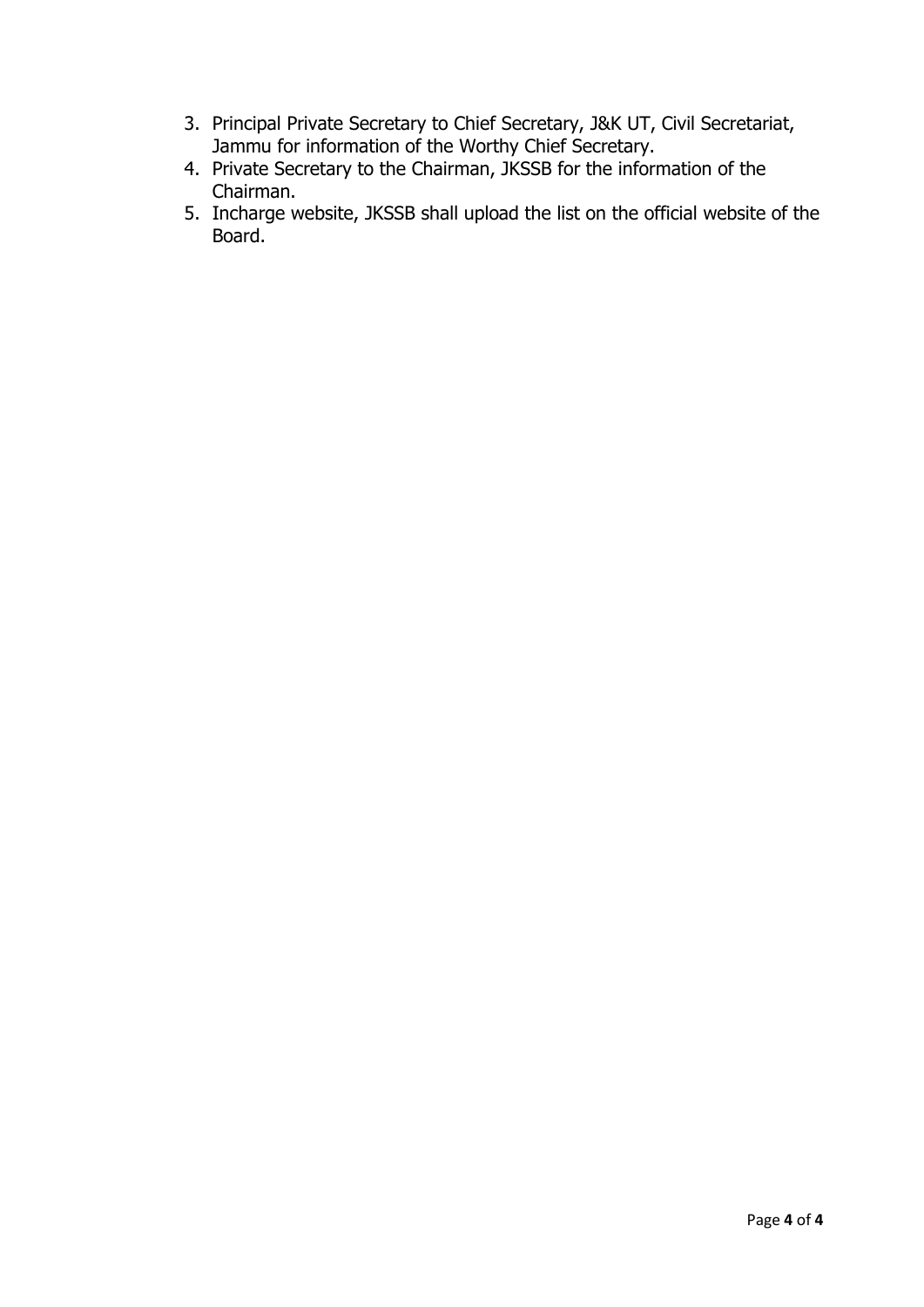3. Principal Private Secretary to Chief Secretary, J&K UT, Civil Secretariat, Jammu for information of the Worthy Chief Secretary.
4. Private Secretary to the Chairman, JKSSB for the information of the Chairman.
5. Incharge website, JKSSB shall upload the list on the official website of the Board.